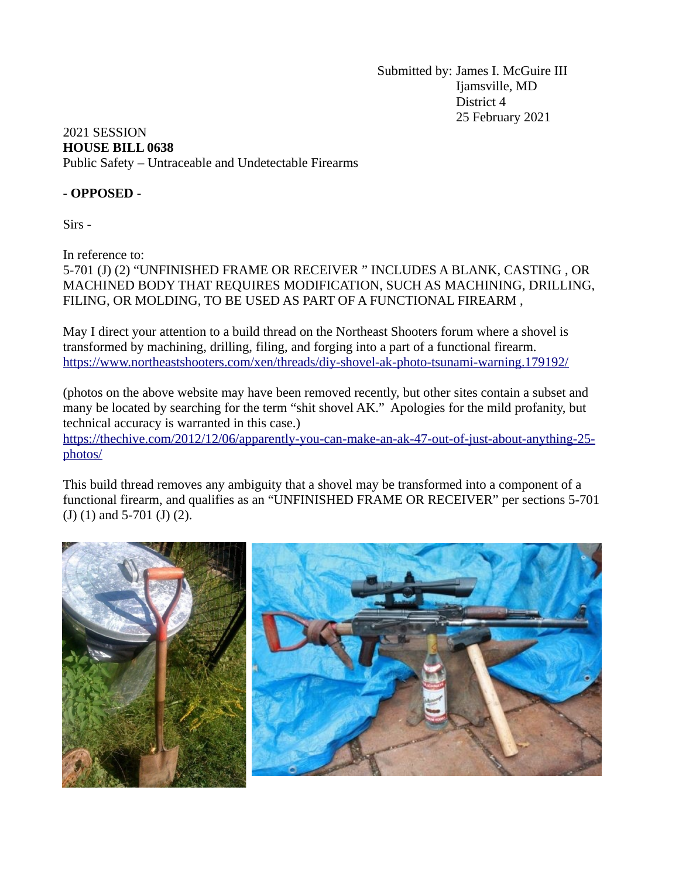Submitted by: James I. McGuire III
Ijamsville, MD
District 4
25 February 2021

2021 SESSION
**HOUSE BILL 0638**
Public Safety – Untraceable and Undetectable Firearms

**- OPPOSED -**

Sirs -

In reference to:
5-701 (J) (2) "UNFINISHED FRAME OR RECEIVER " INCLUDES A BLANK, CASTING , OR MACHINED BODY THAT REQUIRES MODIFICATION, SUCH AS MACHINING, DRILLING, FILING, OR MOLDING, TO BE USED AS PART OF A FUNCTIONAL FIREARM ,

May I direct your attention to a build thread on the Northeast Shooters forum where a shovel is transformed by machining, drilling, filing, and forging into a part of a functional firearm.
https://www.northeastshooters.com/xen/threads/diy-shovel-ak-photo-tsunami-warning.179192/

(photos on the above website may have been removed recently, but other sites contain a subset and many be located by searching for the term "shit shovel AK." Apologies for the mild profanity, but technical accuracy is warranted in this case.)
https://thechive.com/2012/12/06/apparently-you-can-make-an-ak-47-out-of-just-about-anything-25-photos/

This build thread removes any ambiguity that a shovel may be transformed into a component of a functional firearm, and qualifies as an "UNFINISHED FRAME OR RECEIVER" per sections 5-701 (J) (1) and 5-701 (J) (2).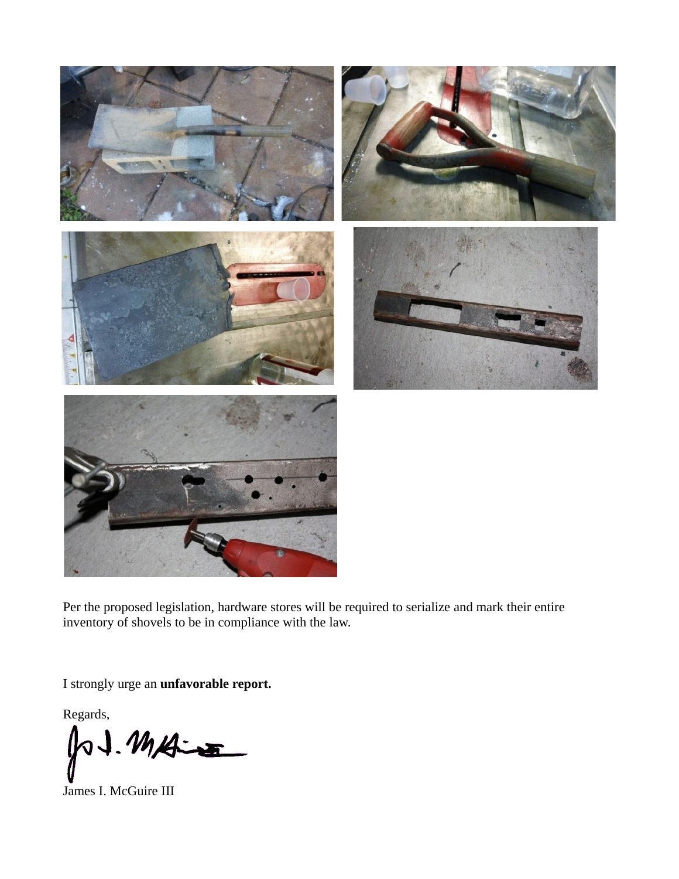Per the proposed legislation, hardware stores will be required to serialize and mark their entire inventory of shovels to be in compliance with the law.

I strongly urge an **unfavorable report.**

Regards,

James I. McGuire III